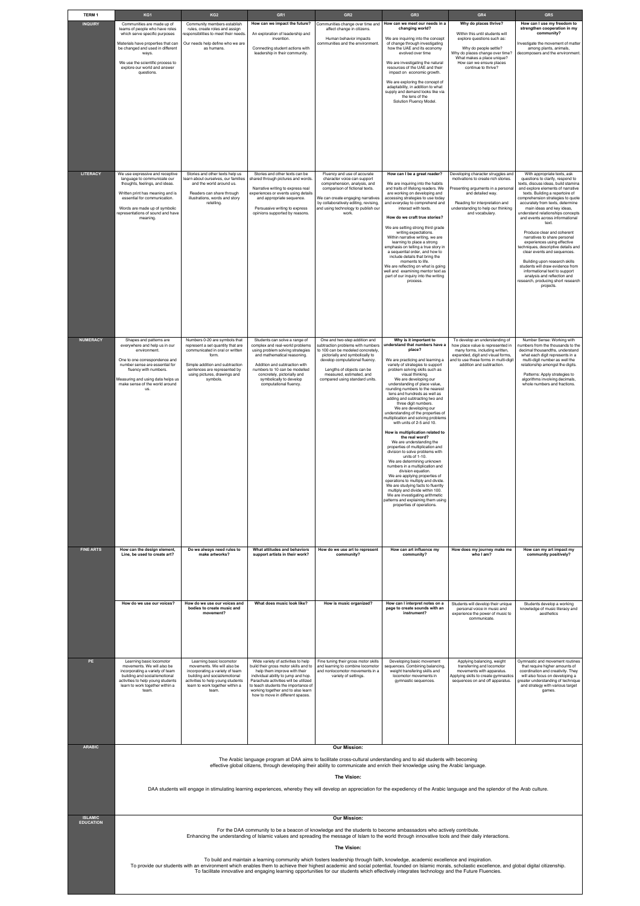| TERM 1 | KG1 | KG2 | GR1 | GR2 | GR3 | GR4 | GR5 |
|---|---|---|---|---|---|---|---|
| **INQUIRY** | Communities are made up of teams of people who have roles which serve specific purposes<br><br>Materials have properties that can be changed and used in different ways.<br><br>We use the scientific process to explore our world and answer questions. | Community members establish rules, create roles and assign responsibilities to meet their needs.<br><br>Our needs help define who we are as humans. | **How can we impact the future?**<br><br>An exploration of leadership and invention.<br><br>Connecting student actions with leadership in their community. | Communities change over time and affect change in citizens.<br><br>Human behavior impacts communities and the environment. | **How can we meet our needs in a changing world?**<br><br>We are inquiring into the concept of change through investigating how the UAE and its economy evolved over time<br><br>We are investigating the natural resources of the UAE and their impact on economic growth.<br><br>We are exploring the concept of adaptability, in addition to what supply and demand looks like via the lens of the Solution Fluency Model. | **Why do places thrive?**<br><br>Within this unit students will explore questions such as:<br><br>Why do people settle?<br>Why do places change over time?<br>What makes a place unique?<br>How can we ensure places continue to thrive? | **How can I use my freedom to strengthen cooperation in my community?**<br><br>Investigate the movement of matter among plants, animals, decomposers and the environment. |
| **LITERACY** | We use expressive and receptive language to communicate our thoughts, feelings, and ideas.<br><br>Written print has meaning and is essential for communication.<br><br>Words are made up of symbolic representations of sound and have meaning. | Stories and other texts help us learn about ourselves, our families and the world around us.<br><br>Readers can share through illustrations, words and story retelling. | Stories and other texts can be shared through pictures and words.<br><br>Narrative writing to express real experiences or events using details and appropriate sequence.<br><br>Persuasive writing to express opinions supported by reasons. | Fluency and use of accurate character voice can support comprehension, analysis, and comparison of fictional texts.<br><br>We can create engaging narratives by collaboratively editing, revising, and using technology to publish our work. | **How can I be a great reader?**<br><br>We are inquiring into the habits and traits of lifelong readers. We are working on developing and accessing strategies to use today and everyday to comprehend and interact with texts.<br><br>**How do we craft true stories?**<br><br>We are setting strong third grade writing expectations. Within narrative writing, we are learning to place a strong emphasis on telling a true story in a sequential order, and how to include details that bring the moments to life.<br>We are reflecting on what is going well and examining mentor text as part of our inquiry into the writing process. | Developing character struggles and motivations to create rich stories.<br><br>Presenting arguments in a personal and detailed way.<br><br>Reading for interpretation and understanding to help our thinking and vocabulary. | With appropriate texts, ask questions to clarify, respond to texts, discuss ideas, build stamina and explore elements of narrative texts. Building a repertoire of comprehension strategies to quote accurately from texts, determine main ideas and key ideas, understand relationships concepts and events across informational text.<br><br>Produce clear and coherent narratives to share personal experiences using effective techniques, descriptive details and clear events and sequences.<br><br>Building upon research skills students will draw evidence from informational text to support analysis and reflection and research, producing short research projects. |
| **NUMERACY** | Shapes and patterns are everywhere and help us in our environment.<br><br>One to one correspondence and number sense are essential for fluency with numbers.<br><br>Measuring and using data helps us make sense of the world around us. | Numbers 0-20 are symbols that represent a set quantity that are communicated in oral or written form.<br><br>Simple addition and subtraction sentences are represented by using pictures, drawings and symbols. | Students can solve a range of complex and real-world problems using problem solving strategies and mathematical reasoning.<br><br>Addition and subtraction with numbers to 10 can be modelled concretely, pictorially and symbolically to develop computational fluency. | One and two-step addition and subtraction problems with numbers to 100 can be modeled concretely, pictorially and symbolically to develop computational fluency.<br><br>Lengths of objects can be measured, estimated, and compared using standard units. | **Why is it important to understand that numbers have a place?**<br><br>We are practicing and learning a variety of strategies to support problem solving skills such as visual thinking.<br>We are developing our understanding of place value, rounding numbers to the nearest tens and hundreds as well as adding and subtracting two and three digit numbers.<br>We are developing our understanding of the properties of multiplication and solving problems with units of 2-5 and 10.<br><br>**How is multiplication related to the real word?**<br>We are understanding the properties of multiplication and division to solve problems with units of 1-10.<br>We are determining unknown numbers in a multiplication and division equation.<br>We are applying properties of operations to multiply and divide.<br>We are studying facts to fluently multiply and divide within 100.<br>We are investigating arithmetic patterns and explaining them using properties of operations. | To develop an understanding of how place value is represented in many forms, including written, expanded, digit and visual forms, and to use these forms in multi-digit addition and subtraction. | Number Sense: Working with numbers from the thousands to the decimal thousandths, understand what each digit represents in a multi-digit number as well the relationship amongst the digits.<br><br>Patterns: Apply strategies to algorithms involving decimals, whole numbers and fractions. |
| **FINE ARTS** | **How can the design element, Line, be used to create art?**<br><br>**How do we use our voices?** | **Do we always need rules to make artworks?**<br><br>**How do we use our voices and bodies to create music and movement?** | **What attitudes and behaviors support artists in their work?**<br><br>**What does music look like?** | **How do we use art to represent community?**<br><br>**How is music organized?** | **How can art influence my community?**<br><br>**How can I interpret notes on a page to create sounds with an instrument?** | **How does my journey make me who I am?**<br><br>Students will develop their unique personal voice in music and experience the power of music to communicate. | **How can my art impact my community positively?**<br><br>Students develop a working knowledge of music literacy and aesthetics |
| **PE** | Learning basic locomotor movements. We will also be incorporating a variety of team building and social/emotional activities to help young students learn to work together within a team. | Learning basic locomotor movements. We will also be incorporating a variety of team building and social/emotional activities to help young students learn to work together within a team. | Wide variety of activities to help build their gross motor skills and to help them improve with their individual ability to jump and hop. Parachute activities will be utilized to teach students the importance of working together and to also learn how to move in different spaces. | Fine tuning their gross motor skills and learning to combine locomotor and nonlocomotor movements in a variety of settings. | Developing basic movement sequences. Combining balancing, weight transfering skills and locomotor movements in gymnastic sequences. | Applying balancing, weight transferring and locomotor movements with apparatus. Applying skills to create gymnastics sequences on and off apparatus. | Gymnastic and movement routines that require higher amounts of coordination and creativity. They will also focus on developing a greater understanding of technique and strategy with various target games. |
| **ARABIC** | **Our Mission:**<br><br>The Arabic language program at DAA aims to facilitate cross-cultural understanding and to aid students with becoming effective global citizens, through developing their ability to communicate and enrich their knowledge using the Arabic language.<br><br>**The Vision:**<br><br>DAA students will engage in stimulating learning experiences, whereby they will develop an appreciation for the expediency of the Arabic language and the splendor of the Arab culture. | | | | | | |
| **ISLAMIC EDUCATION** | **Our Mission:**<br><br>For the DAA community to be a beacon of knowledge and the students to become ambassadors who actively contribute.<br>Enhancing the understanding of Islamic values and spreading the message of Islam to the world through innovative tools and their daily interactions.<br><br>**The Vision:**<br><br>To build and maintain a learning community which fosters leadership through faith, knowledge, academic excellence and inspiration.<br>To provide our students with an environment which enables them to achieve their highest academic and social potential, founded on Islamic morals, scholastic excellence, and global digital citizenship.<br>To facilitate innovative and engaging learning opportunities for our students which effectively integrates technology and the Future Fluencies. | | | | | | |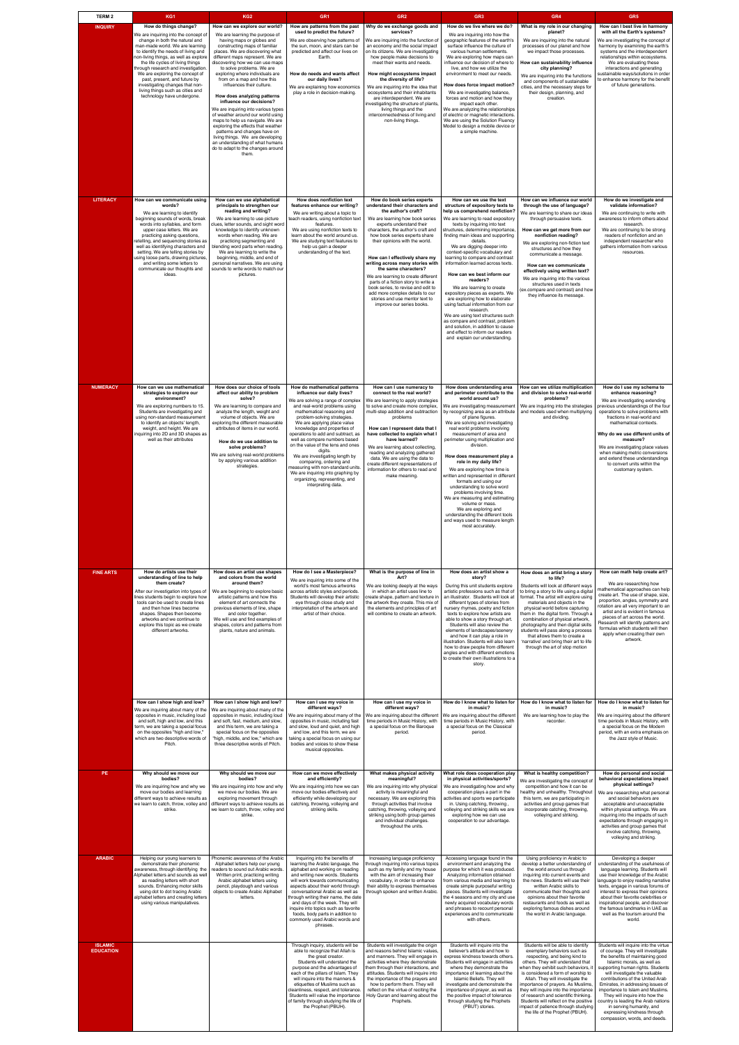| TERM 2 | KG1 | KG2 | GR1 | GR2 | GR3 | GR4 | GR5 |
|---|---|---|---|---|---|---|---|
| **INQUIRY** | **How do things change?** We are inquiring into the concept of change in both the natural and man-made world. We are learning to identify the needs of living and non-living things, as well as explore the life cycles of living things through research and investigation. We are exploring the concept of past, present, and future by investigating changes that non-living things such as cities and technology have undergone. | **How can we explore our world?** We are learning the purpose of having maps or globes and constructing maps of familiar places. We are discovering what different maps represent. We are discovering how we can use maps to solve problems. We are exploring where individuals are from on a map and how this influences their culture. **How does analyzing patterns influence our decisions?** We are inquiring into various types of weather around our world using maps to help us navigate. We are exploring the effects that weather patterns and changes have on living things. We are developing an understanding of what humans do to adapt to the changes around them. | **How are patterns from the past used to predict the future?** We are observing how patterns of the sun, moon, and stars can be predicted and affect our lives on Earth. **How do needs and wants affect our daily lives?** We are explaining how economics play a role in decision-making. | **Why do we exchange goods and services?** We are inquiring into the function of an economy and the social impact on its citizens. We are investigating how people make decisions to meet their wants and needs. **How might ecosystems impact the diversity of life?** We are inquiring into the idea that ecosystems and their inhabitants are interdependent. We are investigating the structure of plants, living things and the interconnectedness of living and non-living things. | **How do we live where we do?** We are inquiring into how the geographic features of the earth's surface influence the culture of various human settlements. We are exploring how maps can influence our decision of where to live, and how we utilize the environment to meet our needs. **How does force impact motion?** We are investigating balance, forces and motion and how they impact each other. We are analyzing the relationships of electric or magnetic interactions. We are using the Solution Fluency Model to design a mobile device or a simple machine. | **What is my role in our changing planet?** We are inquiring into the natural processes of our planet and how we impact those processes. **How can sustainability influence city planning?** We are inquiring into the functions and components of sustainable cities, and the necessary steps for their design, planning, and creation. | **How can I best live in harmony with all the Earth's systems?** We are investigating the concept of harmony by examining the earth's systems and the interdependent relationships within ecosystems. We are evaluating these interactions and generating sustainable ways/solutions in order to enhance harmony for the benefit of future generations. |
| **LITERACY** | **How can we communicate using words?** We are learning to identify beginning sounds of words, break words into syllables, and form upper case letters. We are practicing asking questions, retelling, and sequencing stories as well as identifying characters and setting. We are telling stories by using loose parts, drawing pictures, and writing some letters to communicate our thoughts and ideas. | **How can we use alphabetical principals to strengthen our reading and writing?** We are learning to use picture clues, letter sounds, and sight word knowledge to identify unknown words when reading. We are practicing segmenting and blending word parts when reading. We are learning to write the beginning, middle, and end of personal narratives. We are using sounds to write words to match our pictures. | **How does nonfiction text features enhance our writing?** We are writing about a topic to teach readers, using nonfiction text features. We are using nonfiction texts to learn about the world around us. We are studying text features to help us gain a deeper understanding of the text. | **How do book series experts understand their characters and the author's craft?** We are learning how book series experts understand their characters, the author's craft and how book series experts share their opinions with the world. **How can I effectively share my writing across many stories with the same characters?** We are learning to create different parts of a fiction story to write a book series, to revise and edit to add more complex details to our stories and use mentor text to improve our series books. | **How can we use the text structure of expository texts to help us comprehend nonfiction?** We are learning to read expository texts by inquiring into text structures, determining importance, finding main ideas and supporting details. We are digging deeper into context-specific vocabulary and learning to compare and contrast information learned across texts. **How can we best inform our readers?** We are learning to create expository pieces as experts. We are exploring how to elaborate using factual information from our research. We are using text structures such as compare and contrast, problem and solution, in addition to cause and effect to inform our readers and explain our understanding. | **How can we influence our world through the use of language?** We are learning to share our ideas through persuasive texts. **How can we get more from our nonfiction reading?** We are exploring non-fiction text structures and how they communicate a message. **How can we communicate effectively using written text?** We are inquiring into the various structures used in texts (ex.compare and contrast) and how they influence its message. | **How do we investigate and validate information?** We are continuing to write with awareness to inform others about research. We are continuing to be strong readers of nonfiction and an independent researcher who gathers information from various resources. |
| **NUMERACY** | **How can we use mathematical strategies to explore our environment?** We are exploring numbers to 15. Students are investigating and using non-standard measurement to identify an objects' length, weight, and height. We are inquiring into 2D and 3D shapes as well as their attributes | **How does our choice of tools affect our ability to problem solve?** We are learning to compare and analyze the length, weight and volume of objects. We are exploring the different measurable attributes of items in our world. **How do we use addition to solve problems?** We are solving real-world problems by applying various addition strategies. | **How do mathematical patterns influence our daily lives?** We are solving a range of complex and real-world problems using mathematical reasoning and problem-solving strategies. We are applying place value knowledge and properties of operations to add and subtract, as well as compare numbers based on the value of the tens and ones digits. We are investigating length by comparing, ordering and measuring with non-standard units. We are inquiring into graphing by organizing, representing, and interpreting data. | **How can I use numeracy to connect to the real world?** We are learning to apply strategies to solve and create more complex, multi-step addition and subtraction problems. **How can I represent data that I have collected to explain what I have learned?** We are learning about collecting, reading and analyzing gathered data. We are using the data to create different representations of information for others to read and make meaning. | **How does understanding area and perimeter contribute to the world around us?** We are investigating measurement by recognizing area as an attribute of plane figures. We are solving and investigating real world problems involving measurement of area and perimeter using multiplication and division. **How does measurement play a role in my daily life?** We are exploring how time is written and represented in different formats and using our understanding to solve word problems involving time. We are measuring and estimating volume or mass. We are exploring and understanding the different tools and ways used to measure length most accurately. | **How can we utilize multiplication and division to solve real-world problems?** We are inquiring into the strategies and models used when multiplying and dividing. | **How do I use my schema to enhance reasoning?** We are investigating extending previous understandings of the four operations to solve problems with fractions in real-world and mathematical contexts. **Why do we use different units of measure?** We are investigating place values when making metric conversions and extend these understandings to convert units within the customary system. |
| **FINE ARTS** | **How do artists use their understanding of line to help them create?** After our investigation into types of lines students begin to explore how tools can be used to create lines and then how lines become shapes. Shapes then become artworks and we continue to explore this topic as we create different artworks. | **How does an artist use shapes and colors from the world around them?** We are beginning to explore basic artistic patterns and how this element of art connects the previous elements of line, shape and color together. We will use and find examples of shapes, colors and patterns from plants, nature and animals. | **How do I see a Masterpiece?** We are inquiring into some of the world's most famous artworks across artistic styles and periods. Students will develop their artistic eye through close study and interpretation of the artwork and artist of their choice. | **What is the purpose of line in Art?** We are looking deeply at the ways in which an artist uses line to create shape, pattern and texture in the artwork they create. This mix of the elements and principles of art will combine to create an artwork. | **How does an artist show a story?** During this unit students explore artistic professions such as that of an illustrator. Students will look at different types of stories from nursery rhymes, poetry and fiction texts to explore how artists are able to show a story through art. Students will also review the elements of landscapes/scenery and how it can play a role in illustration. Students will also learn how to draw people from different angles and with different emotions to create their own illustrations to a story. | **How does an artist bring a story to life?** Students will look at different ways to bring a story to life using a digital format. The artist will explore using materials and objects in the physical world before capturing them in the digital form. Through a combination of physical artwork, photography and then digital skills students will pass along a process that allows them to create a 'narrative' and bring their art to life through the art of stop motion | **How can math help create art?** We are researching how mathematical approaches can help create art. The use of shape, size, proportion, angles, symmetry and rotation are all very important to an artist and is evident in famous pieces of art across the world. Research will identify patterns and formulas which students will then apply when creating their own artwork. |
| | **How can I show high and low?** We are inquiring about many of the opposites in music, including loud and soft, high and low, and this term, we are taking a special focus on the opposites "high and low," which are two descriptive words of Pitch. | **How can I show high and low?** We are inquiring about many of the opposites in music, including loud and soft, fast, medium, and slow, and this term, we are taking a special focus on the opposites "high, middle, and low," which are three descriptive words of Pitch. | **How can I use my voice in different ways?** We are inquiring about many of the opposites in music, including fast and slow, loud and quiet, and high and low, and this term, we are taking a special focus on using our bodies and voices to show these musical opposites. | **How can I use my voice in different ways?** We are inquiring about the different time periods in Music History, with a special focus on the Baroque period. | **How do I know what to listen for in music?** We are inquiring about the different time periods in Music History, with a special focus on the Classical period. | **How do I know what to listen for in music?** We are learning how to play the recorder. | **How do I know what to listen for in music?** We are inquiring about the different time periods in Music History, with a special focus on the Modern period, with an extra emphasis on the Jazz style of Music. |
| **PE** | **Why should we move our bodies?** We are inquiring how and why we move our bodies and learning different ways to achieve results as we learn to catch, throw, volley and strike. | **Why should we move our bodies?** We are inquiring into how and why we move our bodies. We are exploring movement through different ways to achieve results as we learn to catch, throw, volley and strike. | **How can we move effectively and efficiently?** We are inquiring into how we can move our bodies effectively and efficiently while developing our catching, throwing, volleying and striking skills. | **What makes physical activity meaningful?** We are inquiring into why physical activity is meaningful and necessary. We are exploring this through activities that involve catching, throwing, volleying and striking using both group games and individual challenges. throughout the units. | **What role does cooperation play in physical activities/sports?** We are investigating how and why cooperation plays a part in the activities and sports we participate in. Using catching, throwing , volleying and striking skills we are exploring how we can use cooperation to our advantage. | **What is healthy competition?** We are investigating the concept of competition and how it can be healthy and unhealthy. Throughout this term, we are participating in activities and group games that incorporate catching, throwing, volleying and striking. | **How do personal and social behavioral expectations impact physical settings?** We are researching what personal and social behaviors are acceptable and unacceptable within physical settings. We are inquiring into the impacts of such expectations through engaging in activities and group games that involve catching, throwing, volleying and striking. |
| **ARABIC** | Helping our young learners to demonstrate their phonemic awareness, through identifying the Alphabet letters and sounds as well as reading letters with short sounds. Enhancing motor skills using dot to dot tracing Arabic alphabet letters and creating letters using various manipulatives. | Phonemic awareness of the Arabic Alphabet letters help our young readers to sound out Arabic words. Written print, practicing writing Arabic alphabet letters using pencil, playdough and various objects to create Arabic Alphabet letters. | Inquiring into the benefits of learning the Arabic language, the alphabet and working on reading and writing new words. Students will work towards communicating aspects about their world through conversational Arabic as well as through writing their name, the date and days of the week. They will inquire into topics such as favorite foods, body parts in addition to commonly used Arabic words and phrases. | Increasing language proficiency through inquiring into various topics such as my family and my house with the aim of increasing their vocabulary, in order to enhance their ability to express themselves through spoken and written Arabic. | Accessing language found in the environment and analyzing the purpose for which it was produced. Analyzing information obtained from various media and learning to create simple purposeful writing pieces. Students will investigate the 4 seasons and my city and use newly acquired vocabulary words and phrases to recount personal experiences and to communicate with others. | Using proficiency in Arabic to develop a better understanding of the world around us through inquiring into current events and the news. Students will use their written Arabic skills to communicate their thoughts and opinions about their favorite restaurants and foods as well as exploring famous dishes around the world in Arabic language. | Developing a deeper understanding of the usefulness of language learning. Students will use their knowledge of the Arabic language to enjoy reading narrative texts, engage in various forums of interest to express their opinions about their favorite celebrities or inspirational people, and discover the famous landmarks in UAE as well as the tourism around the world. |
| **ISLAMIC EDUCATION** | | | Through inquiry, students will be able to recognize that Allah is the great creator. Students will understand the purpose and the advantages of each of the pillars of Islam. They will inquire into the manners & etiquettes of Muslims such as cleanliness, respect, and tolerance. Students will value the importance of family through studying the life of the Prophet (PBUH). | Students will investigate the origin and reasons behind Islamic values, and manners. They will engage in activities where they demonstrate them through their interactions, and attitudes. Students will inquire into the importance of the prayers and how to perform them. They will reflect on the virtue of reciting the Holy Quran and learning about the Prophets. | Students will inquire into the believer's attitude and how to express kindness towards others. Students will engage in activities where they demonstrate the importance of learning about the Islamic Beliefs. They will investigate and demonstrate the importance of prayer, as well as the positive impact of tolerance through studying the Prophets (PBUT) stories. | Students will be able to identify exemplary behaviors such as respecting, and being kind to others. They will understand that when they exhibit such behaviors, it is considered a form of worship to Allah. They will investigate the importance of prayers. As Muslims, they will inquire into the importance of research and scientific thinking. Students will reflect on the positive impact of patience through studying the life of the Prophet (PBUH). | Students will inquire into the virtue of courage. They will investigate the benefits of maintaining good Islamic morals, as well as supporting human rights. Students will investigate the valuable contributions of the United Arab Emirates, in addressing issues of importance to Islam and Muslims. They will inquire into how the country is leading the Arab nations in serving humanity, and expressing kindness through compassion, words, and deeds. |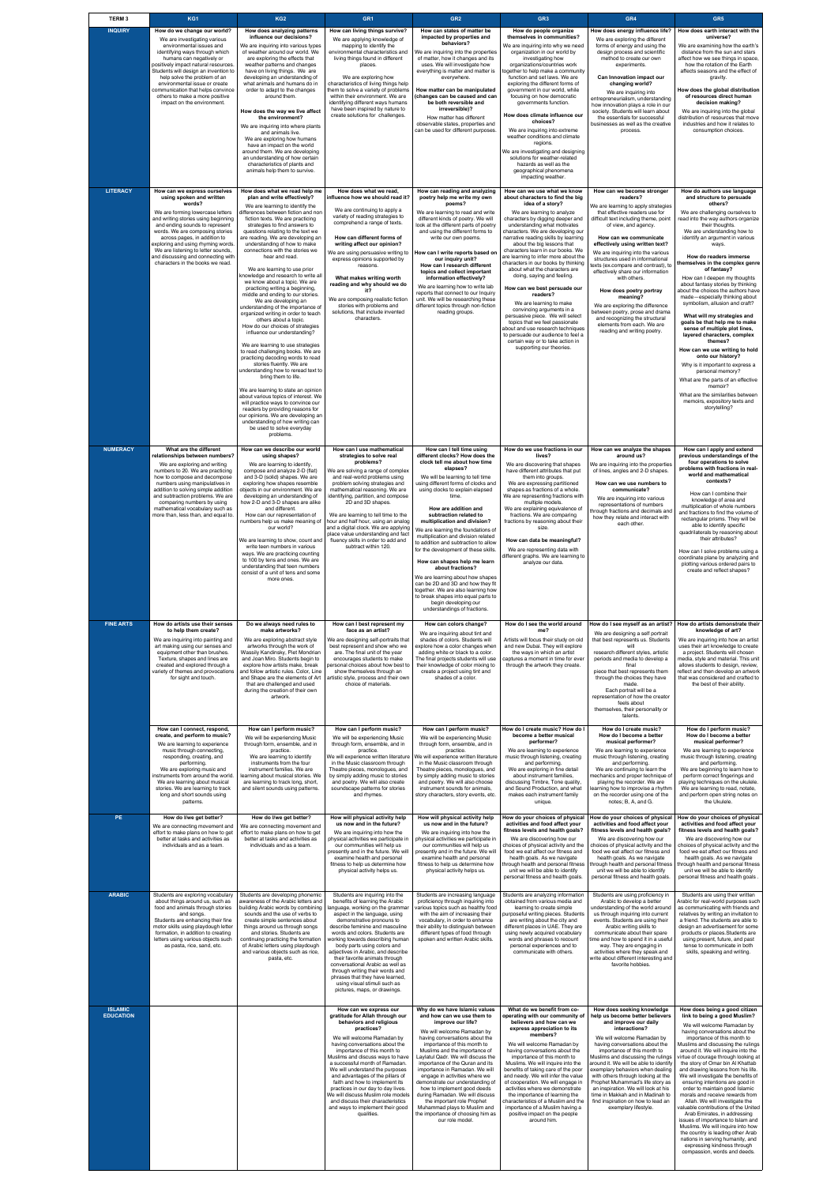| TERM 3 | KG1 | KG2 | GR1 | GR2 | GR3 | GR4 | GR5 |
| --- | --- | --- | --- | --- | --- | --- | --- |
| **INQUIRY** | **How do we change our world?** We are investigating various environmental issues and identifying ways through which humans can negatively or positively impact natural resources. Students will design an invention to help solve the problem of an environmental issue or create communication that helps convince others to make a more positive impact on the environment. | **How does analyzing patterns influence our decisions?** We are inquiring into various types of weather around our world. We are exploring the effects that weather patterns and changes have on living things. We are developing an understanding of what animals and humans do in order to adapt to the changes around them. **How does the way we live affect the environment?** We are inquiring into where plants and animals live. We are exploring how humans have an impact on the world around them. We are developing an understanding of how certain characteristics of plants and animals help them to survive. | **How can living things survive?** We are applying knowledge of mapping to identify the environmental characteristics and living things found in different places. We are exploring how characteristics of living things help them to solve a variety of problems within their environment. We are identifying different ways humans have been inspired by nature to create solutions for challenges. | **How can states of matter be impacted by properties and behaviors?** We are inquiring into the properties of matter, how it changes and its uses. We will investigate how everything is matter and matter is everywhere. **How matter can be manipulated (changes can be caused and can be both reversible and irreversible)?** How matter has different observable states, properties and can be used for different purposes. | **How do people organize themselves in communities?** We are inquiring into why we need organization in our world by investigating how organizations/countries work together to help make a community function and set laws. We are exploring the different forms of government in our world, while focusing on how democratic governments function. **How does climate influence our choices?** We are inquiring into extreme weather conditions and climate regions. We are investigating and designing solutions for weather-related hazards as well as the geographical phenomena impacting weather. | **How does energy influence life?** We are exploring the different forms of energy and using the design process and scientific method to create our own experiments. **Can Innovation impact our changing world?** We are inquiring into entrepreneurialism, understanding how innovation plays a role in our society. Students will learn about the essentials for successful businesses as well as the creative process. | **How does earth interact with the universe?** We are examining how the earth's distance from the sun and stars affect how we see things in space, how the rotation of the Earth affects seasons and the effect of gravity. **How does the global distribution of resources direct human decision making?** We are inquiring into the global distribution of resources that move industries and how it relates to consumption choices. |
| **LITERACY** | **How can we express ourselves using spoken and written words?** We are forming lowercase letters and writing stories using beginning and ending sounds to represent words. We are composing stories across pages, in addition to exploring and using rhyming words. We are listening to letter sounds, and discussing and connecting with characters in the books we read. | **How does what we read help me plan and write effectively?** We are learning to identify the differences between fiction and non fiction texts. We are practicing strategies to find answers to questions relating to the text we are reading. We are developing an understanding of how to make connections with the stories we hear and read. We are learning to use prior knowledge and research to write all we know about a topic. We are practicing writing a beginning, middle and ending to our stories. We are developing an understanding of the importance of organized writing in order to teach others about a topic. How do our choices of strategies influence our understanding? We are learning to use strategies to read challenging books. We are practicing decoding words to read stories fluently. We are understanding how to reread text to bring them to life. We are learning to state an opinion about various topics of interest. We will practice ways to convince our readers by providing reasons for our opinions. We are developing an understanding of how writing can be used to solve everyday problems. | **How does what we read, influence how we should read it?** We are continuing to apply a variety of reading strategies to comprehend a range of texts. **How can different forms of writing affect our opinion?** We are using persuasive writing to express opinions supported by reasons. **What makes writing worth reading and why should we do it?** We are composing realistic fiction stories with problems and solutions, that include invented characters. | **How can reading and analyzing poetry help me write my own poems?** We are learning to read and write different kinds of poetry. We will look at the different parts of poetry and using the different forms to write our own poems. **How can I write reports based on our inquiry unit? How can I research different topics and collect important information effectively?** We are learning how to write lab reports that connect to our Inquiry unit. We will be researching these different topics through non-fiction reading groups. | **How can we use what we know about characters to find the big idea of a story?** We are learning to analyze characters by digging deeper and understanding what motivates characters. We are developing our narrative reading skills by learning about the big lessons that characters learn in our books. We are learning to infer more about the characters in our books by thinking about what the characters are doing, saying and feeling. **How can we best persuade our readers?** We are learning to make convincing arguments in a persuasive piece. We will select topics that we feel passionate about and use research techniques to persuade our audience to feel a certain way or to take action in supporting our theories. | **How can we become stronger readers?** We are learning to apply strategies that effective readers use for difficult text including theme, point of view, and agency. **How can we communicate effectively using written text?** We are inquiring into the various structures used in informational texts (ex.compare and contrast), to effectively share our information with others. **How does poetry portray meaning?** We are exploring the difference between poetry, prose and drama and recognizing the structural elements from each. We are reading and writing poetry. | **How do authors use language and structure to persuade others?** We are challenging ourselves to read into the way authors organize their thoughts. We are understanding how to identify an argument in various ways. **How do readers immerse themselves in the complex genre of fantasy?** How can I deepen my thoughts about fantasy stories by thinking about the choices the authors have made—especially thinking about symbolism, allusion and craft? **What will my strategies and goals be that help me to make sense of multiple plot lines, layered characters, complex themes?** **How can we use writing to hold onto our history?** Why is it important to express a personal memory? What are the parts of an effective memoir? What are the similarities between memoirs, expository texts and storytelling? |
| **NUMERACY** | **What are the different relationships between numbers?** We are exploring and writing numbers to 20. We are practicing how to compose and decompose numbers using manipulatives in addition to solving simple addition and subtraction problems. We are comparing numbers by using mathematical vocabulary such as more than, less than, and equal to. | **How can we describe our world using shapes?** We are learning to identify, compose and analyze 2-D (flat) and 3-D (solid) shapes. We are exploring how shapes resemble objects in our environment. We are developing an understanding of how 2-D and 3-D shapes are alike and different. How can our representation of numbers help us make meaning of our world? We are learning to show, count and write teen numbers in various ways. We are practicing counting to 100 by tens and ones. We are understanding that teen numbers consist of a unit of tens and some more ones. | **How can I use mathematical strategies to solve real problems?** We are solving a range of complex and real-world problems using problem solving strategies and mathematical reasoning. We are identifying, partition, and compose 2D and 3D shapes. We are learning to tell time to the hour and half hour, using an analog and a digital clock. We are applying place value understanding and fact fluency skills in order to add and subtract within 120. | **How can I tell time using different clocks? How does the clock tell me about how time elapses?** We will be learning to tell time using different forms of clocks and using clocks to explain elapsed time. **How are addition and subtraction related to multiplication and division?** We are learning the foundations of multiplication and division related to addition and subtraction to allow for the development of these skills. **How can shapes help me learn about fractions?** We are learning about how shapes can be 2D and 3D and how they fit together. We are also learning how to break shapes into equal parts to begin developing our understandings of fractions. | **How do we use fractions in our lives?** We are discovering that shapes have different attributes that put them into groups. We are expressing partitioned shapes as fractions of a whole. We are representing fractions with multiple models. We are explaining equivalence of fractions. We are comparing fractions by reasoning about their size. **How can data be meaningful?** We are representing data with different graphs. We are learning to analyze our data. | **How can we analyze the shapes around us?** We are inquiring into the properties of lines, angles and 2-D shapes. **How can we use numbers to communicate?** We are inquiring into various representations of numbers through fractions and decimals and how they relate and interact with each other. | **How can I apply and extend previous understandings of the four operations to solve problems with fractions in real-world and mathematical contexts?** How can I combine their knowledge of area and multiplication of whole numbers and fractions to find the volume of rectangular prisms. They will be able to identify specific quadrilaterals by reasoning about their attributes? How can I solve problems using a coordinate plane by analyzing and plotting various ordered pairs to create and reflect shapes? |
| **FINE ARTS** | **How do artists use their senses to help them create?** We are inquiring into painting and art making using our senses and equipment other than brushes. Texture, shapes and lines are created and explored through a variety of themes and provocations for sight and touch. | **Do we always need rules to make artworks?** We are exploring abstract style artworks through the work of Wassily Kandinsky, Piet Mondrian and Joan Miro. Students begin to explore how artists make, break and follow artistic rules. Color, Line and Shape are the elements of Art that are challenged and used during the creation of their own artwork. | **How can I best represent my face as an artist?** We are designing self-portraits that best represent and show who we are. The final unit of the year encourages students to make personal choices about how best to show themselves through an artistic style, process and their own choice of materials. | **How can colors change?** We are inquiring about tint and shades of colors. Students will explore how a color changes when adding white or black to a color. The final projects students will use their knowledge of color mixing to create a project using tint and shades of a color. | **How do I see the world around me?** Artists will focus their study on old and new Dubai. They will explore the ways in which an artist captures a moment in time for ever through the artwork they create. | **How do I see myself as an artist?** We are designing a self portrait that best represents us. Students will research different styles, artistic periods and media to develop a final piece that best represents them through the choices they have made. Each portrait will be a representation of how the creator feels about themselves, their personality or talents. | **How do artists demonstrate their knowledge of art?** We are inquiring into how an artist uses their art knowledge to create a project. Students will chosen media, style and material. This unit allows students to design, review, reflect and then develop an artwork that was considered and crafted to the best of their ability. |
| | **How can I connect, respond, create, and perform to music?** We are learning to experience music through connecting, responding, creating, and performing. We are exploring music and instruments from around the world. We are learning about musical stories. We are learning to track long and short sounds using patterns. | **How can I perform music?** We will be experiencing Music through form, ensemble, and in practice. We are learning to identify instruments from the four instrument families. We are learning about musical stories. We are learning to track long, short, and silent sounds using patterns. | **How can I perform music?** We will be experiencing Music through form, ensemble, and in practice. We will experience written literature in the Music classroom through Theatre pieces, monologues, and by simply adding music to stories and poetry. We will also create soundscape patterns for stories and rhymes. | **How can I perform music?** We will be experiencing Music through form, ensemble, and in practice. We will experience written literature in the Music classroom through Theatre pieces, monologues, and by simply adding music to stories and poetry. We will also choose instrument sounds for animals, story characters, story events, etc. | **How do I create music? How do I become a better musician?** We are learning to experience music through listening, creating and performing. We are exploring in fine detail about instrument families, discussing Timbre, Tone quality, and Sound Production, and what makes each instrument family unique. | **How do I create music? How do I become a better musical performer?** We are learning to experience music through listening, creating and performing. We are continuing to learn the mechanics and proper technique of playing the recorder. We are learning how to improvise a rhythm on the recorder using one of the notes; B, A, and G. | **How do I perform music? How do I become a better musical performer?** We are learning to experience music through listening, creating and performing. We are beginning to learn how to perform correct fingerings and playing techniques on the ukulele. We are learning to read, notate, and perform open string notes on the Ukulele. |
| **PE** | **How do I/we get better?** We are connecting movement and effort to make plans on how to get better at tasks and activities as individuals and as a team. | **How do I/we get better?** We are connecting movement and effort to make plans on how to get better at tasks and activities as individuals and as a team. | **How will physical activity help us now and in the future?** We are inquiring into how the physical activities we participate in our communities will help us presently and in the future. We will examine health and personal fitness to help us determine how physical activity helps us. | **How will physical activity help us now and in the future?** We are inquiring into how the physical activities we participate in our communities will help us presently and in the future. We will examine health and personal fitness to help us determine how physical activity helps us. | **How do your choices of physical activities and food affect your fitness levels and health goals?** We are discovering how our choices of physical activity and the food we eat affect our fitness and health goals. As we navigate through health and personal fitness unit we will be able to identify personal fitness and health goals. | **How do your choices of physical activities and food affect your fitness levels and health goals?** We are discovering how our choices of physical activity and the food we eat affect our fitness and health goals. As we navigate through health and personal fitness unit we will be able to identify personal fitness and health goals. | **How do your choices of physical activities and food affect your fitness levels and health goals?** We are discovering how our choices of physical activity and the food we eat affect our fitness and health goals. As we navigate through health and personal fitness unit we will be able to identify personal fitness and health goals . |
| **ARABIC** | Students are exploring vocabulary about things around us, such as food and animals through stories and songs. Students are enhancing their fine motor skills using playdough letter formation, in addition to creating letters using various objects such as pasta, rice, sand, etc. | Students are developing phonemic awareness of the Arabic letters and building Arabic words by combining sounds and the use of verbs to create simple sentences about things around us through songs and stories. Students are continuing practicing the formation of Arabic letters using playdough and various objects such as rice, pasta, etc. | Students are inquiring into the benefits of learning the Arabic language, working on the grammar aspect in the language, using demonstrative pronouns to describe feminine and masculine words and colors. Students are working towards describing human body parts using colors and adjectives in Arabic, and describe their favorite animals through conversational Arabic as well as through writing their words and phrases that they have learned, using visual stimuli such as pictures, maps, or drawings. | Students are increasing language proficiency through inquiring into various topics such as healthy food with the aim of increasing their vocabulary, in order to enhance their ability to distinguish between different types of food through spoken and written Arabic skills. | Students are analyzing information obtained from various media and learning to create simple purposeful writing pieces. Students are writing about the city and different places in UAE. They are using newly acquired vocabulary words and phrases to recount personal experiences and to communicate with others. | Students are using proficiency in Arabic to develop a better understanding of the world around us through inquiring into current events. Students are using their Arabic writing skills to communicate about their spare time and how to spend it in a useful way. They are engaging in activities where they speak and write about different interesting and favorite hobbies. | Students are using their written Arabic for real-world purposes such as communicating with friends and relatives by writing an invitation to a friend. The students are able to design an advertisement for some products or places.Students are using present, future, and past tense to communicate in both skills, speaking and writing. |
| **ISLAMIC EDUCATION** | | | **How can we express our gratitude for Allah through our behaviors and religious practices?** We will welcome Ramadan by having conversations about the importance of this month to Muslims and discuss ways to have a successful month of Ramadan. We will understand the purposes and advantages of the pillars of faith and how to implement its practices in our day to day lives. We will discuss Muslim role models and discuss their characteristics and ways to implement their good qualities. | **Why do we have Islamic values and how can we use them to improve our life?** We will welcome Ramadan by having conversations about the importance of this month to Muslims and the importance of Laylatul Qadr. We will discuss the importance of the Quran and its importance in Ramadan. We will engage in activities where we demonstrate our understanding of how to implement good deeds during Ramadan. We will discuss the important role Prophet Muhammad plays to Muslim and the importance of choosing him as our role model. | **What do we benefit from co-operating with our community of believers and how can we express appreciation to its members?** We will welcome Ramadan by having conversations about the importance of this month to Muslims. We will inquire into the benefits of taking care of the poor and needy. We will infer the value of cooperation. We will engage in activities where we demonstrate the importance of learning the characteristics of a Muslim and the importance of a Muslim having a positive impact on the people around him. | **How does seeking knowledge help us become better believers and improve our daily interactions?** We will welcome Ramadan by having conversations about the importance of this month to Muslims and discussing the rulings around it. We will be inquiring into exemplary behaviors when dealing with others through looking at the Prophet Muhammad's life story as an inspiration. We will look at his time in Makkah and in Madinah to find inspiration on how to lead an exemplary lifestyle. | **How does being a good citizen link to being a good Muslim?** We will welcome Ramadan by having conversations about the importance of this month to Muslims and discussing the rulings around it. We will inquire into the virtue of courage through looking at the story of Omar bin Al Khattab and drawing lessons from his life. We will investigate the benefits of ensuring intentions are good in order to maintain good Islamic morals and receive rewards from Allah. We will investigate the valuable contributions of the United Arab Emirates, in addressing issues of importance to Islam and Muslims. We will inquire into how the country is leading other Arab nations in serving humanity, and expressing kindness through compassion, words and deeds. |